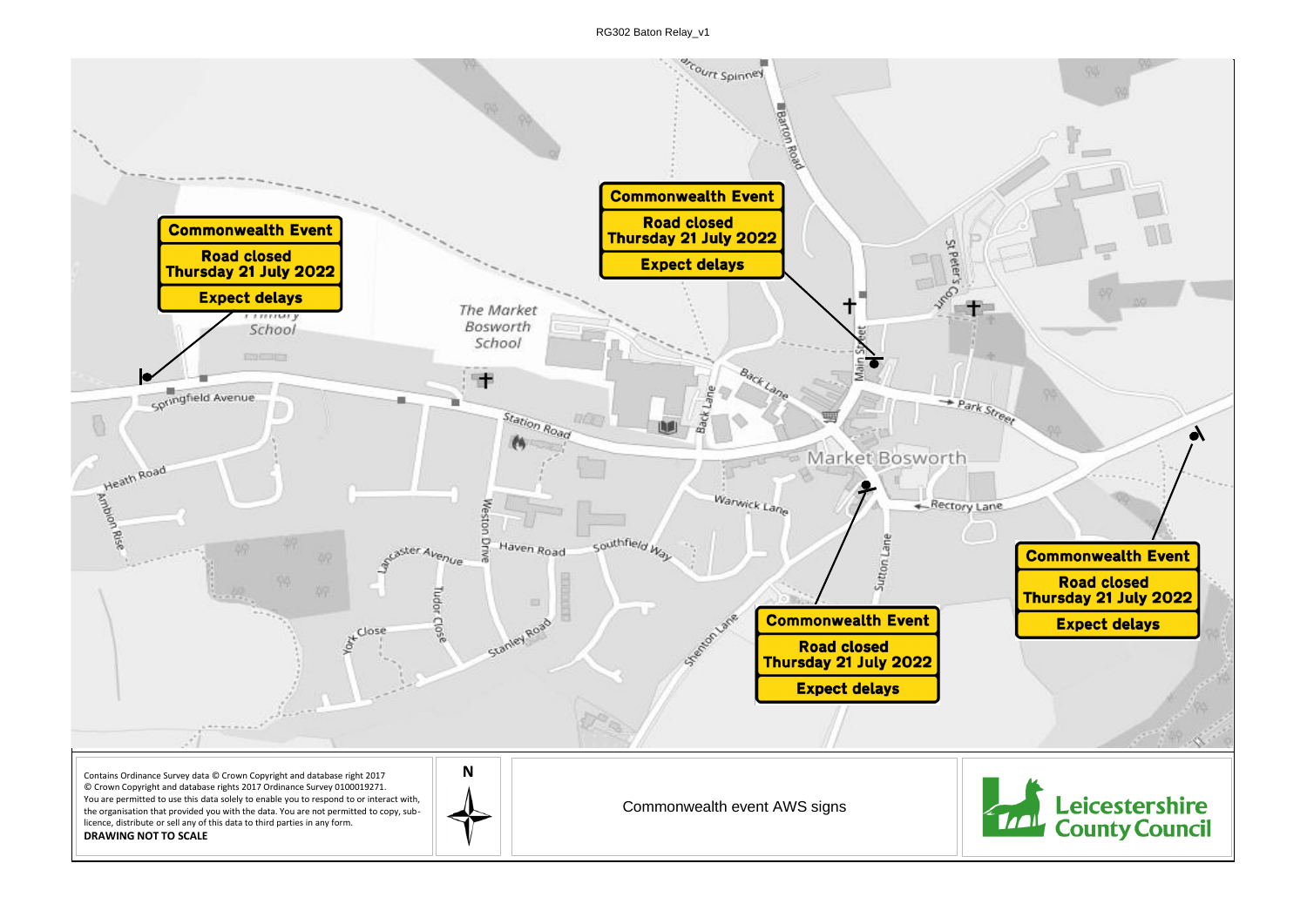RG302 Baton Relay_v1

**Commonwealth Event**
**Road closed Thursday 21 July 2022**
**Expect delays**

**Commonwealth Event**
**Road closed Thursday 21 July 2022**
**Expect delays**

**Commonwealth Event**
**Road closed Thursday 21 July 2022**
**Expect delays**

**Commonwealth Event**
**Road closed Thursday 21 July 2022**
**Expect delays**

Contains Ordinance Survey data © Crown Copyright and database right 2017
© Crown Copyright and database rights 2017 Ordinance Survey 0100019271.
You are permitted to use this data solely to enable you to respond to or interact with, the organisation that provided you with the data. You are not permitted to copy, sub-licence, distribute or sell any of this data to third parties in any form.
**DRAWING NOT TO SCALE**

N

Commonwealth event AWS signs

Leicestershire County Council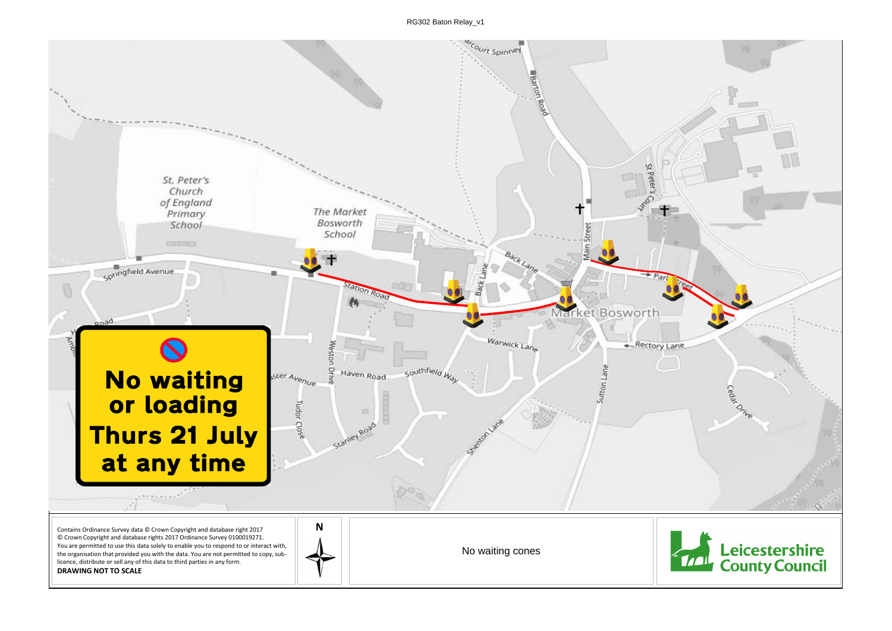RG302 Baton Relay_v1

**No waiting or loading Thurs 21 July at any time**

Contains Ordinance Survey data © Crown Copyright and database right 2017
© Crown Copyright and database rights 2017 Ordinance Survey 0100019271.
You are permitted to use this data solely to enable you to respond to or interact with, the organisation that provided you with the data. You are not permitted to copy, sub-licence, distribute or sell any of this data to third parties in any form.
**DRAWING NOT TO SCALE**

N

No waiting cones

Leicestershire County Council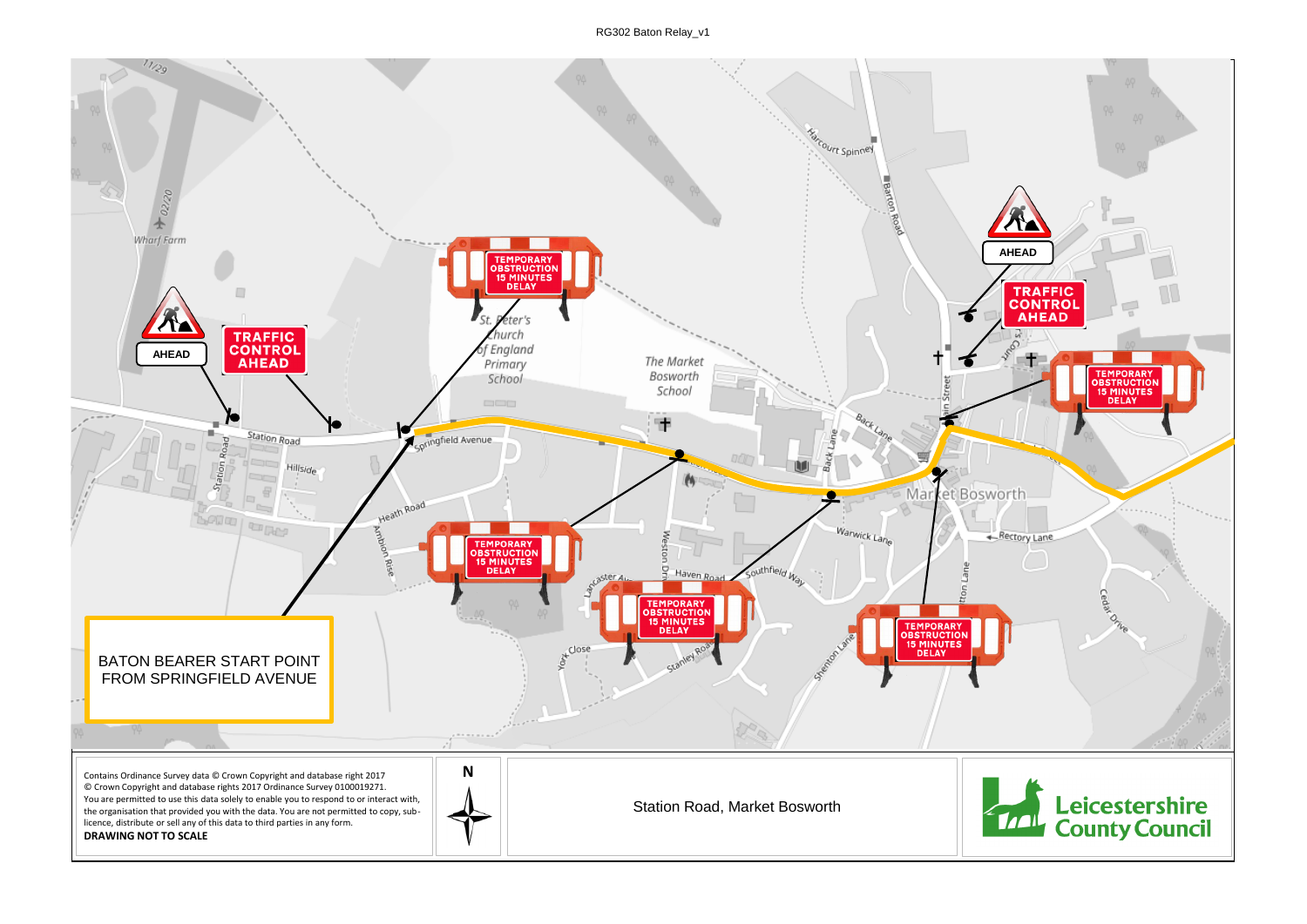RG302 Baton Relay_v1

TRAFFIC CONTROL AHEAD

AHEAD

TEMPORARY OBSTRUCTION 15 MINUTES DELAY

TEMPORARY OBSTRUCTION 15 MINUTES DELAY

TEMPORARY OBSTRUCTION 15 MINUTES DELAY

TEMPORARY OBSTRUCTION 15 MINUTES DELAY

TEMPORARY OBSTRUCTION 15 MINUTES DELAY

TRAFFIC CONTROL AHEAD

AHEAD

TEMPORARY OBSTRUCTION 15 MINUTES DELAY

BATON BEARER START POINT FROM SPRINGFIELD AVENUE

Contains Ordinance Survey data © Crown Copyright and database right 2017
© Crown Copyright and database rights 2017 Ordinance Survey 0100019271.
You are permitted to use this data solely to enable you to respond to or interact with, the organisation that provided you with the data. You are not permitted to copy, sub-licence, distribute or sell any of this data to third parties in any form.
**DRAWING NOT TO SCALE**

N

Station Road, Market Bosworth

Leicestershire County Council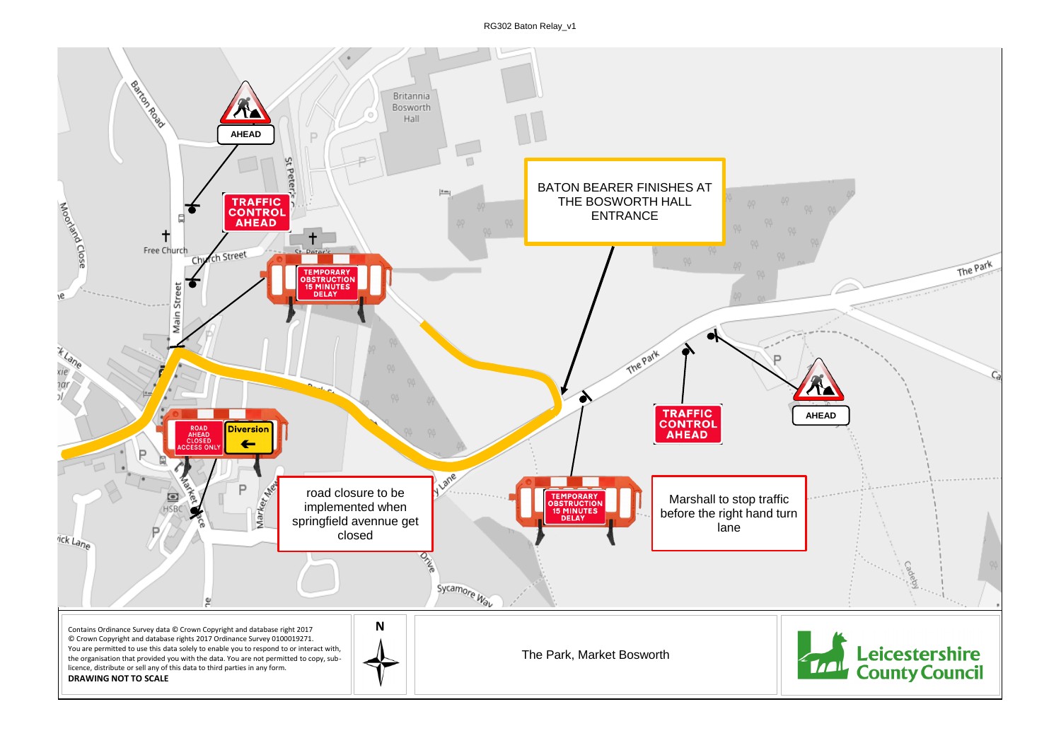RG302 Baton Relay_v1

AHEAD

TRAFFIC CONTROL AHEAD

TEMPORARY OBSTRUCTION 15 MINUTES DELAY

BATON BEARER FINISHES AT THE BOSWORTH HALL ENTRANCE

ROAD AHEAD CLOSED ACCESS ONLY

Diversion

road closure to be implemented when springfield avannue get closed

TEMPORARY OBSTRUCTION 15 MINUTES DELAY

TRAFFIC CONTROL AHEAD

AHEAD

Marshall to stop traffic before the right hand turn lane

Contains Ordinance Survey data © Crown Copyright and database right 2017
© Crown Copyright and database rights 2017 Ordinance Survey 0100019271.
You are permitted to use this data solely to enable you to respond to or interact with, the organisation that provided you with the data. You are not permitted to copy, sub-licence, distribute or sell any of this data to third parties in any form.
**DRAWING NOT TO SCALE**

N

The Park, Market Bosworth

Leicestershire County Council